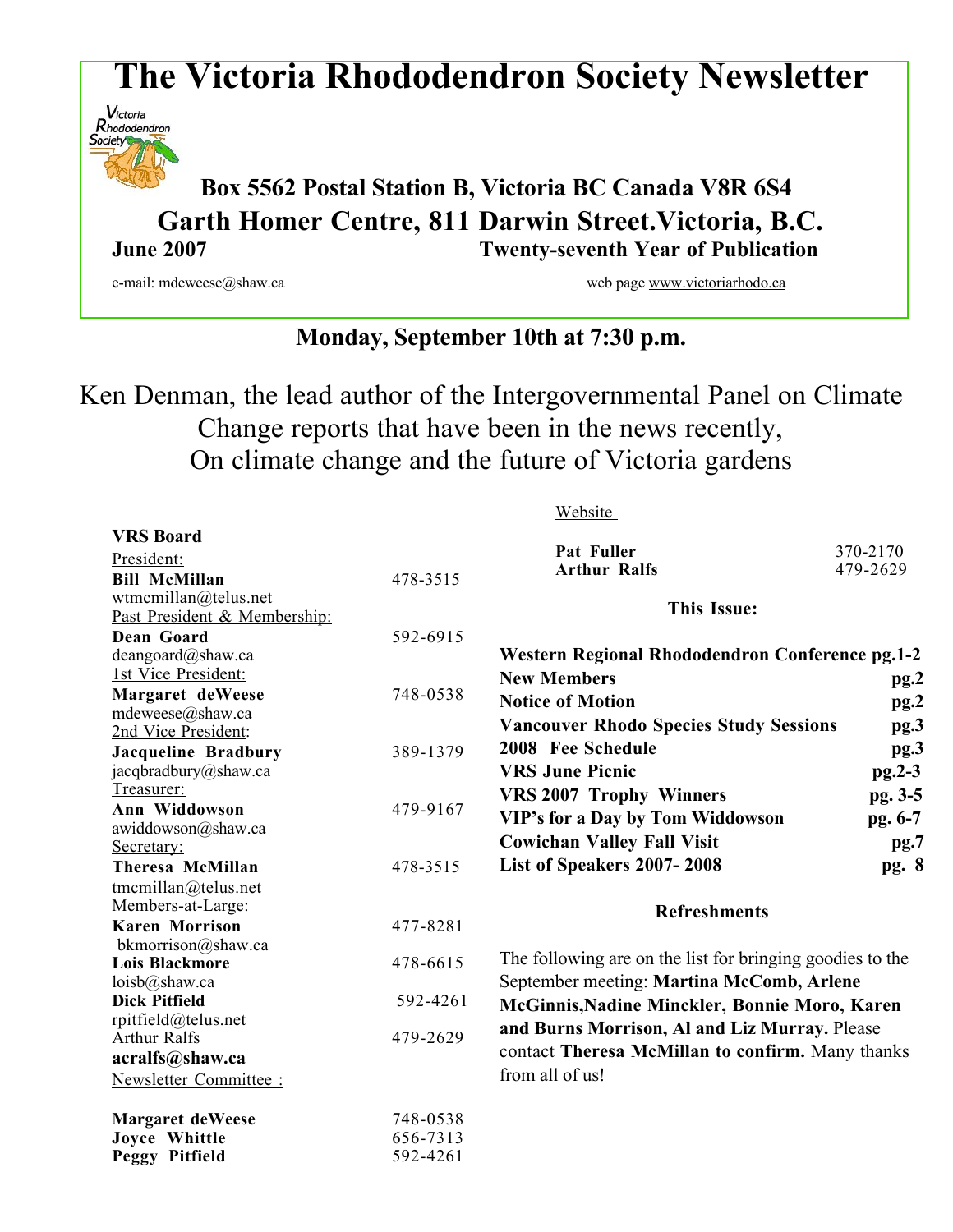# The Victoria Rhododendron Society Newsletter

**Box 5562 Postal Station B, Victoria BC Canada V8R 6S4**

**Garth Homer Centre, 811 Darwin Street.Victoria, B.C.**

**June 2007** **Twenty-seventh Year of Publication**

e-mail: mdeweese@shaw.ca web page www.victoriarhodo.ca

## Monday, September 10th at 7:30 p.m.

Ken Denman, the lead author of the Intergovernmental Panel on Climate Change reports that have been in the news recently, On climate change and the future of Victoria gardens

**VRS Board**

President:
**Bill McMillan** 478-3515
wtmcmillan@telus.net

Past President & Membership:
**Dean Goard** 592-6915
deangoard@shaw.ca

1st Vice President:
**Margaret deWeese** 748-0538
mdeweese@shaw.ca

2nd Vice President:
**Jacqueline Bradbury** 389-1379
jacqbradbury@shaw.ca

Treasurer:
**Ann Widdowson** 479-9167
awiddowson@shaw.ca

Secretary:
**Theresa McMillan** 478-3515
tmcmillan@telus.net

Members-at-Large:
**Karen Morrison** 477-8281
bkmorrison@shaw.ca
**Lois Blackmore** 478-6615
loisb@shaw.ca
**Dick Pitfield** 592-4261
rpitfield@telus.net
Arthur Ralfs 479-2629
**acralfs@shaw.ca**

Newsletter Committee :

**Margaret deWeese** 748-0538
**Joyce Whittle** 656-7313
**Peggy Pitfield** 592-4261

Website

**Pat Fuller** 370-2170
**Arthur Ralfs** 479-2629

**This Issue:**

| | |
|---|---|
| **Western Regional Rhododendron Conference** | **pg.1-2** |
| **New Members** | **pg.2** |
| **Notice of Motion** | **pg.2** |
| **Vancouver Rhodo Species Study Sessions** | **pg.3** |
| **2008 Fee Schedule** | **pg.3** |
| **VRS June Picnic** | **pg.2-3** |
| **VRS 2007 Trophy Winners** | **pg. 3-5** |
| **VIP's for a Day by Tom Widdowson** | **pg. 6-7** |
| **Cowichan Valley Fall Visit** | **pg.7** |
| **List of Speakers 2007- 2008** | **pg. 8** |

**Refreshments**

The following are on the list for bringing goodies to the September meeting: **Martina McComb, Arlene McGinnis,Nadine Minckler, Bonnie Moro, Karen and Burns Morrison, Al and Liz Murray.** Please contact **Theresa McMillan to confirm.** Many thanks from all of us!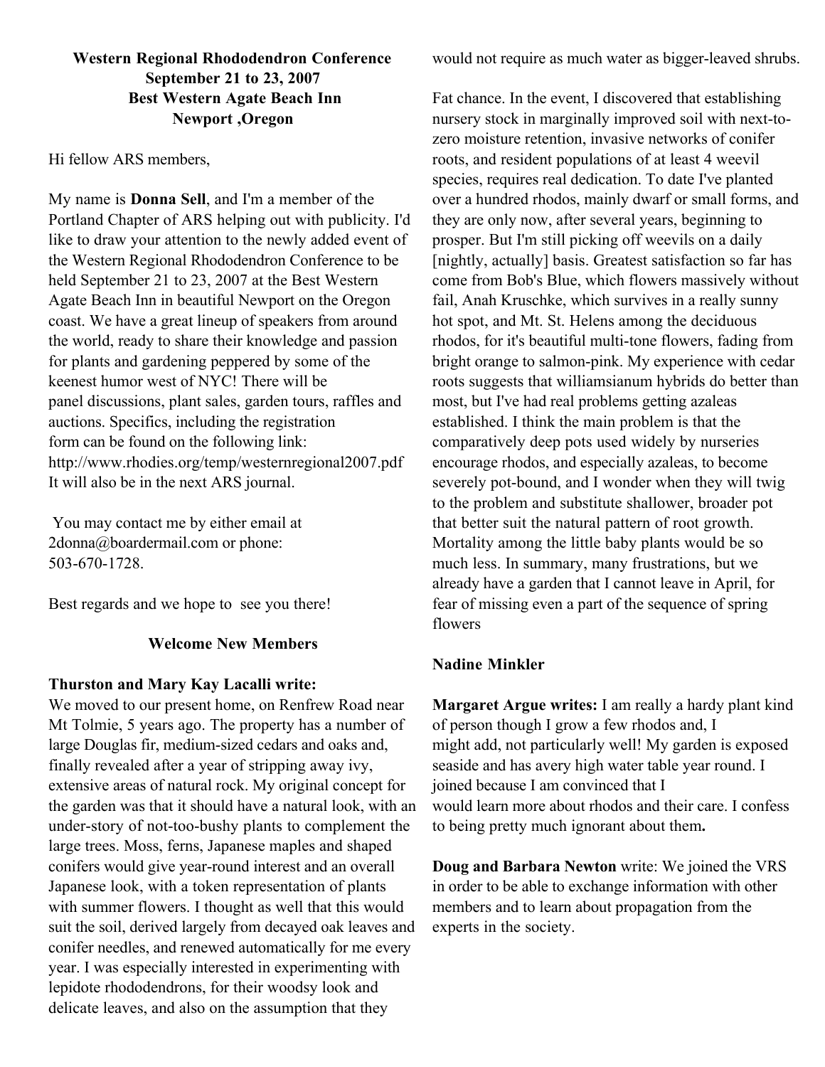**Western Regional Rhododendron Conference**
**September 21 to 23, 2007**
**Best Western Agate Beach Inn**
**Newport ,Oregon**

Hi fellow ARS members,

My name is **Donna Sell**, and I'm a member of the Portland Chapter of ARS helping out with publicity. I'd like to draw your attention to the newly added event of the Western Regional Rhododendron Conference to be held September 21 to 23, 2007 at the Best Western Agate Beach Inn in beautiful Newport on the Oregon coast. We have a great lineup of speakers from around the world, ready to share their knowledge and passion for plants and gardening peppered by some of the keenest humor west of NYC! There will be panel discussions, plant sales, garden tours, raffles and auctions. Specifics, including the registration form can be found on the following link: http://www.rhodies.org/temp/westernregional2007.pdf It will also be in the next ARS journal.

You may contact me by either email at 2donna@boardermail.com or phone: 503-670-1728.

Best regards and we hope to see you there!

## Welcome New Members

**Thurston and Mary Kay Lacalli write:**
We moved to our present home, on Renfrew Road near Mt Tolmie, 5 years ago. The property has a number of large Douglas fir, medium-sized cedars and oaks and, finally revealed after a year of stripping away ivy, extensive areas of natural rock. My original concept for the garden was that it should have a natural look, with an under-story of not-too-bushy plants to complement the large trees. Moss, ferns, Japanese maples and shaped conifers would give year-round interest and an overall Japanese look, with a token representation of plants with summer flowers. I thought as well that this would suit the soil, derived largely from decayed oak leaves and conifer needles, and renewed automatically for me every year. I was especially interested in experimenting with lepidote rhododendrons, for their woodsy look and delicate leaves, and also on the assumption that they would not require as much water as bigger-leaved shrubs.

Fat chance. In the event, I discovered that establishing nursery stock in marginally improved soil with next-to-zero moisture retention, invasive networks of conifer roots, and resident populations of at least 4 weevil species, requires real dedication. To date I've planted over a hundred rhodos, mainly dwarf or small forms, and they are only now, after several years, beginning to prosper. But I'm still picking off weevils on a daily [nightly, actually] basis. Greatest satisfaction so far has come from Bob's Blue, which flowers massively without fail, Anah Kruschke, which survives in a really sunny hot spot, and Mt. St. Helens among the deciduous rhodos, for it's beautiful multi-tone flowers, fading from bright orange to salmon-pink. My experience with cedar roots suggests that williamsianum hybrids do better than most, but I've had real problems getting azaleas established. I think the main problem is that the comparatively deep pots used widely by nurseries encourage rhodos, and especially azaleas, to become severely pot-bound, and I wonder when they will twig to the problem and substitute shallower, broader pot that better suit the natural pattern of root growth. Mortality among the little baby plants would be so much less. In summary, many frustrations, but we already have a garden that I cannot leave in April, for fear of missing even a part of the sequence of spring flowers

**Nadine Minkler**

**Margaret Argue writes:** I am really a hardy plant kind of person though I grow a few rhodos and, I might add, not particularly well! My garden is exposed seaside and has avery high water table year round. I joined because I am convinced that I would learn more about rhodos and their care. I confess to being pretty much ignorant about them**.**

**Doug and Barbara Newton** write: We joined the VRS in order to be able to exchange information with other members and to learn about propagation from the experts in the society.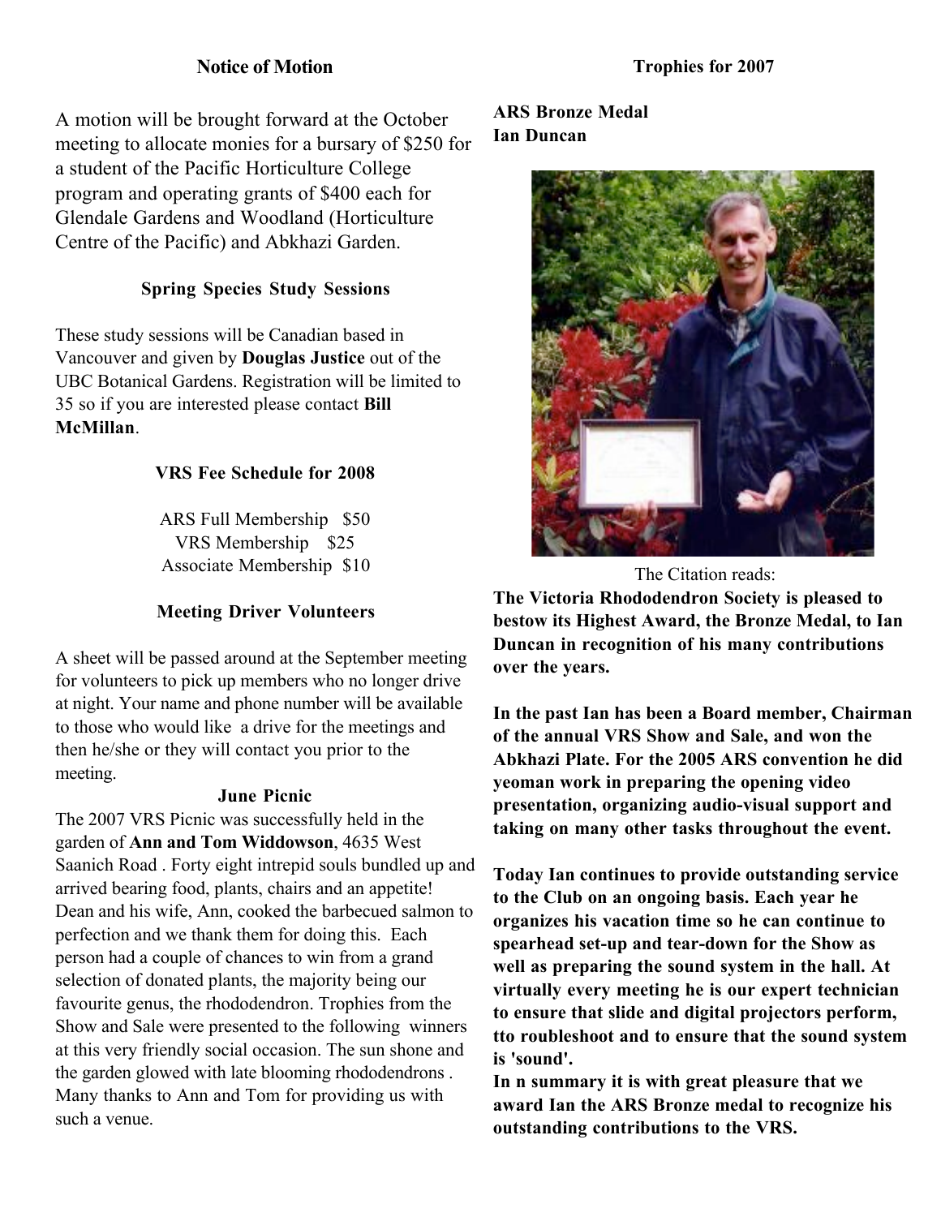## Notice of Motion

A motion will be brought forward at the October meeting to allocate monies for a bursary of $250 for a student of the Pacific Horticulture College program and operating grants of $400 each for Glendale Gardens and Woodland (Horticulture Centre of the Pacific) and Abkhazi Garden.

## Spring Species Study Sessions

These study sessions will be Canadian based in Vancouver and given by **Douglas Justice** out of the UBC Botanical Gardens. Registration will be limited to 35 so if you are interested please contact **Bill McMillan**.

## VRS Fee Schedule for 2008

ARS Full Membership $50
VRS Membership $25
Associate Membership $10

## Meeting Driver Volunteers

A sheet will be passed around at the September meeting for volunteers to pick up members who no longer drive at night. Your name and phone number will be available to those who would like a drive for the meetings and then he/she or they will contact you prior to the meeting.

## June Picnic

The 2007 VRS Picnic was successfully held in the garden of **Ann and Tom Widdowson**, 4635 West Saanich Road . Forty eight intrepid souls bundled up and arrived bearing food, plants, chairs and an appetite! Dean and his wife, Ann, cooked the barbecued salmon to perfection and we thank them for doing this. Each person had a couple of chances to win from a grand selection of donated plants, the majority being our favourite genus, the rhododendron. Trophies from the Show and Sale were presented to the following winners at this very friendly social occasion. The sun shone and the garden glowed with late blooming rhododendrons . Many thanks to Ann and Tom for providing us with such a venue.

## Trophies for 2007

**ARS Bronze Medal**
**Ian Duncan**

The Citation reads:

**The Victoria Rhododendron Society is pleased to bestow its Highest Award, the Bronze Medal, to Ian Duncan in recognition of his many contributions over the years.**

**In the past Ian has been a Board member, Chairman of the annual VRS Show and Sale, and won the Abkhazi Plate. For the 2005 ARS convention he did yeoman work in preparing the opening video presentation, organizing audio-visual support and taking on many other tasks throughout the event.**

**Today Ian continues to provide outstanding service to the Club on an ongoing basis. Each year he organizes his vacation time so he can continue to spearhead set-up and tear-down for the Show as well as preparing the sound system in the hall. At virtually every meeting he is our expert technician to ensure that slide and digital projectors perform, tto roubleshoot and to ensure that the sound system is 'sound'.**
**In n summary it is with great pleasure that we award Ian the ARS Bronze medal to recognize his outstanding contributions to the VRS.**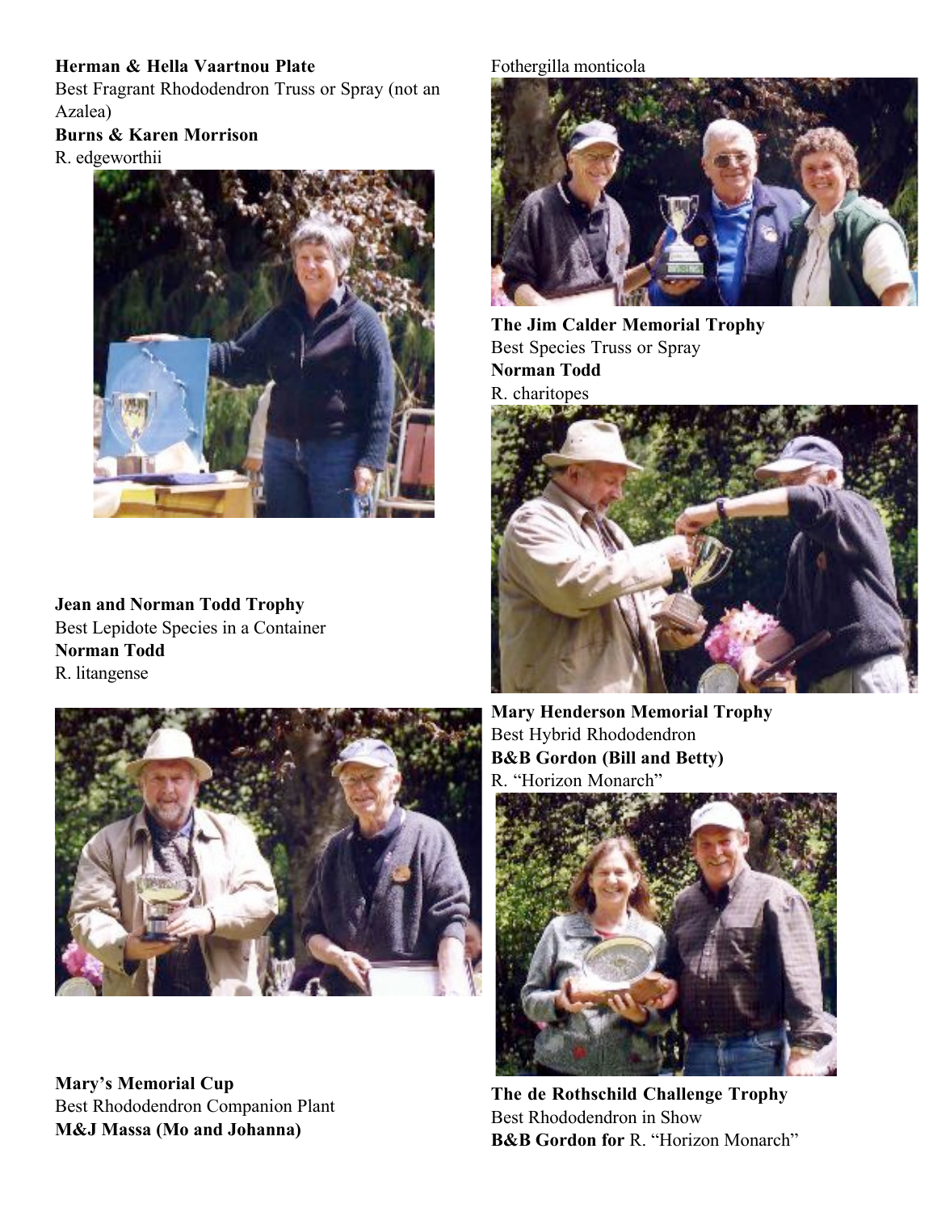**Herman & Hella Vaartnou Plate**
Best Fragrant Rhododendron Truss or Spray (not an Azalea)
**Burns & Karen Morrison**
R. edgeworthii

**Jean and Norman Todd Trophy**
Best Lepidote Species in a Container
**Norman Todd**
R. litangense

**Mary's Memorial Cup**
Best Rhododendron Companion Plant
**M&J Massa (Mo and Johanna)**
Fothergilla monticola

**The Jim Calder Memorial Trophy**
Best Species Truss or Spray
**Norman Todd**
R. charitopes

**Mary Henderson Memorial Trophy**
Best Hybrid Rhododendron
**B&B Gordon (Bill and Betty)**
R. "Horizon Monarch"

**The de Rothschild Challenge Trophy**
Best Rhododendron in Show
**B&B Gordon for** R. "Horizon Monarch"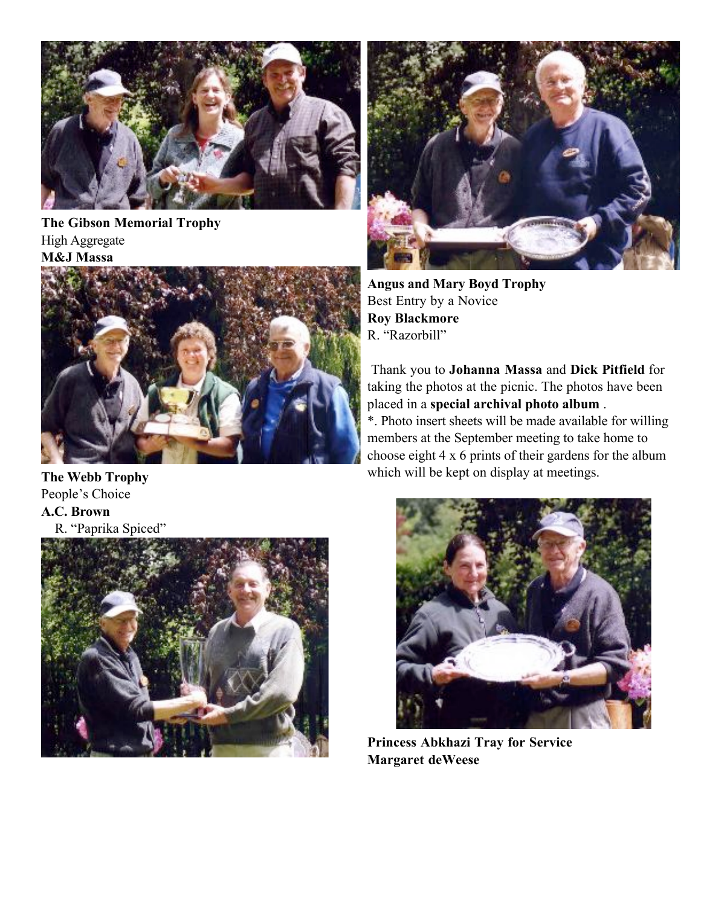**The Gibson Memorial Trophy**
High Aggregate
**M&J Massa**

**The Webb Trophy**
People's Choice
**A.C. Brown**
R. "Paprika Spiced"

**Angus and Mary Boyd Trophy**
Best Entry by a Novice
**Roy Blackmore**
R. "Razorbill"

Thank you to **Johanna Massa** and **Dick Pitfield** for taking the photos at the picnic. The photos have been placed in a **special archival photo album** .
*. Photo insert sheets will be made available for willing members at the September meeting to take home to choose eight 4 x 6 prints of their gardens for the album which will be kept on display at meetings.

**Princess Abkhazi Tray for Service**
**Margaret deWeese**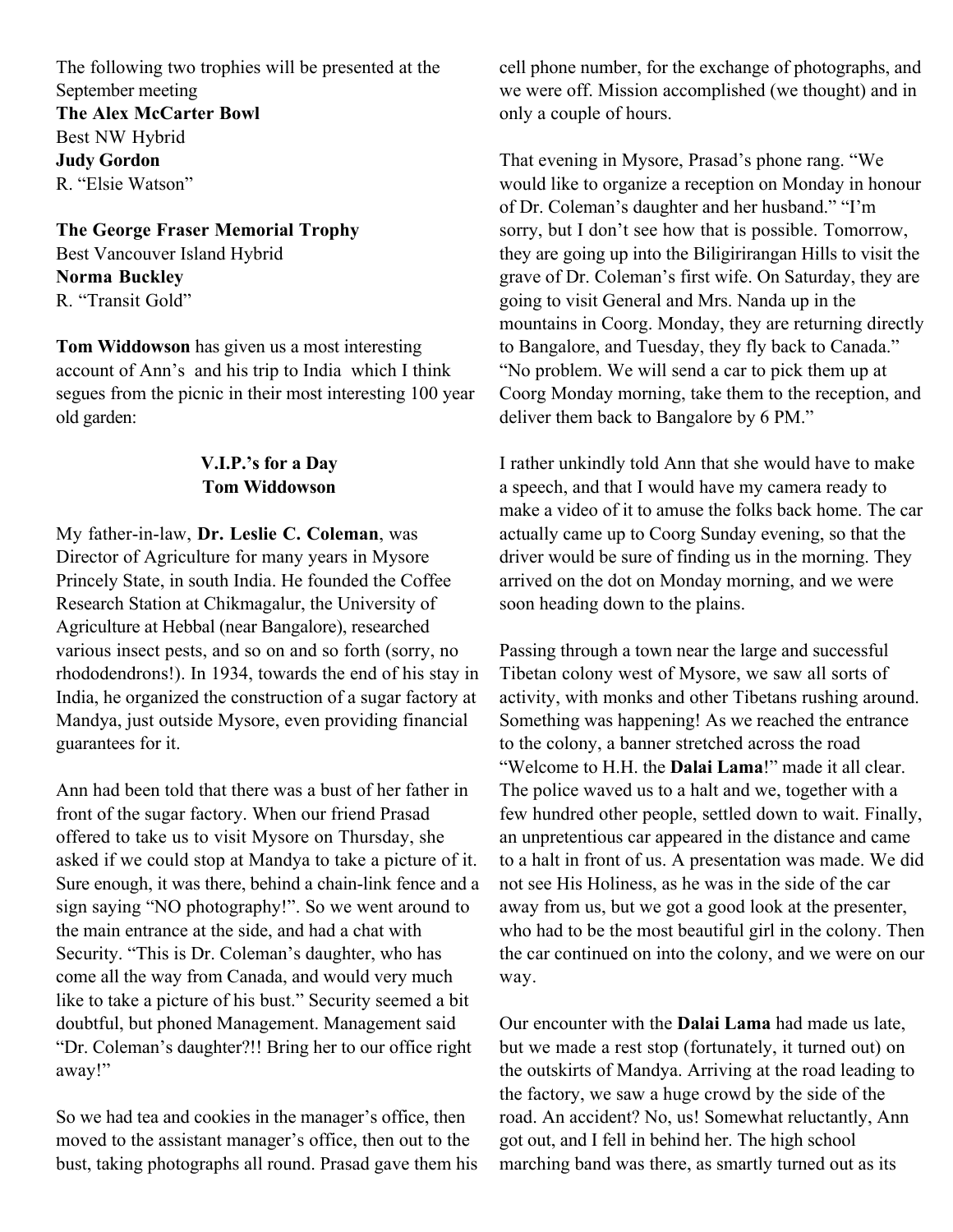The following two trophies will be presented at the September meeting

**The Alex McCarter Bowl**
Best NW Hybrid
**Judy Gordon**
R. "Elsie Watson"

**The George Fraser Memorial Trophy**
Best Vancouver Island Hybrid
**Norma Buckley**
R. "Transit Gold"

**Tom Widdowson** has given us a most interesting account of Ann's and his trip to India which I think segues from the picnic in their most interesting 100 year old garden:

## V.I.P.'s for a Day
### Tom Widdowson

My father-in-law, **Dr. Leslie C. Coleman**, was Director of Agriculture for many years in Mysore Princely State, in south India. He founded the Coffee Research Station at Chikmagalur, the University of Agriculture at Hebbal (near Bangalore), researched various insect pests, and so on and so forth (sorry, no rhododendrons!). In 1934, towards the end of his stay in India, he organized the construction of a sugar factory at Mandya, just outside Mysore, even providing financial guarantees for it.

Ann had been told that there was a bust of her father in front of the sugar factory. When our friend Prasad offered to take us to visit Mysore on Thursday, she asked if we could stop at Mandya to take a picture of it. Sure enough, it was there, behind a chain-link fence and a sign saying "NO photography!". So we went around to the main entrance at the side, and had a chat with Security. "This is Dr. Coleman's daughter, who has come all the way from Canada, and would very much like to take a picture of his bust." Security seemed a bit doubtful, but phoned Management. Management said "Dr. Coleman's daughter?!! Bring her to our office right away!"

So we had tea and cookies in the manager's office, then moved to the assistant manager's office, then out to the bust, taking photographs all round. Prasad gave them his cell phone number, for the exchange of photographs, and we were off. Mission accomplished (we thought) and in only a couple of hours.

That evening in Mysore, Prasad's phone rang. "We would like to organize a reception on Monday in honour of Dr. Coleman's daughter and her husband." "I'm sorry, but I don't see how that is possible. Tomorrow, they are going up into the Biligirirangan Hills to visit the grave of Dr. Coleman's first wife. On Saturday, they are going to visit General and Mrs. Nanda up in the mountains in Coorg. Monday, they are returning directly to Bangalore, and Tuesday, they fly back to Canada." "No problem. We will send a car to pick them up at Coorg Monday morning, take them to the reception, and deliver them back to Bangalore by 6 PM."

I rather unkindly told Ann that she would have to make a speech, and that I would have my camera ready to make a video of it to amuse the folks back home. The car actually came up to Coorg Sunday evening, so that the driver would be sure of finding us in the morning. They arrived on the dot on Monday morning, and we were soon heading down to the plains.

Passing through a town near the large and successful Tibetan colony west of Mysore, we saw all sorts of activity, with monks and other Tibetans rushing around. Something was happening! As we reached the entrance to the colony, a banner stretched across the road "Welcome to H.H. the **Dalai Lama**!" made it all clear. The police waved us to a halt and we, together with a few hundred other people, settled down to wait. Finally, an unpretentious car appeared in the distance and came to a halt in front of us. A presentation was made. We did not see His Holiness, as he was in the side of the car away from us, but we got a good look at the presenter, who had to be the most beautiful girl in the colony. Then the car continued on into the colony, and we were on our way.

Our encounter with the **Dalai Lama** had made us late, but we made a rest stop (fortunately, it turned out) on the outskirts of Mandya. Arriving at the road leading to the factory, we saw a huge crowd by the side of the road. An accident? No, us! Somewhat reluctantly, Ann got out, and I fell in behind her. The high school marching band was there, as smartly turned out as its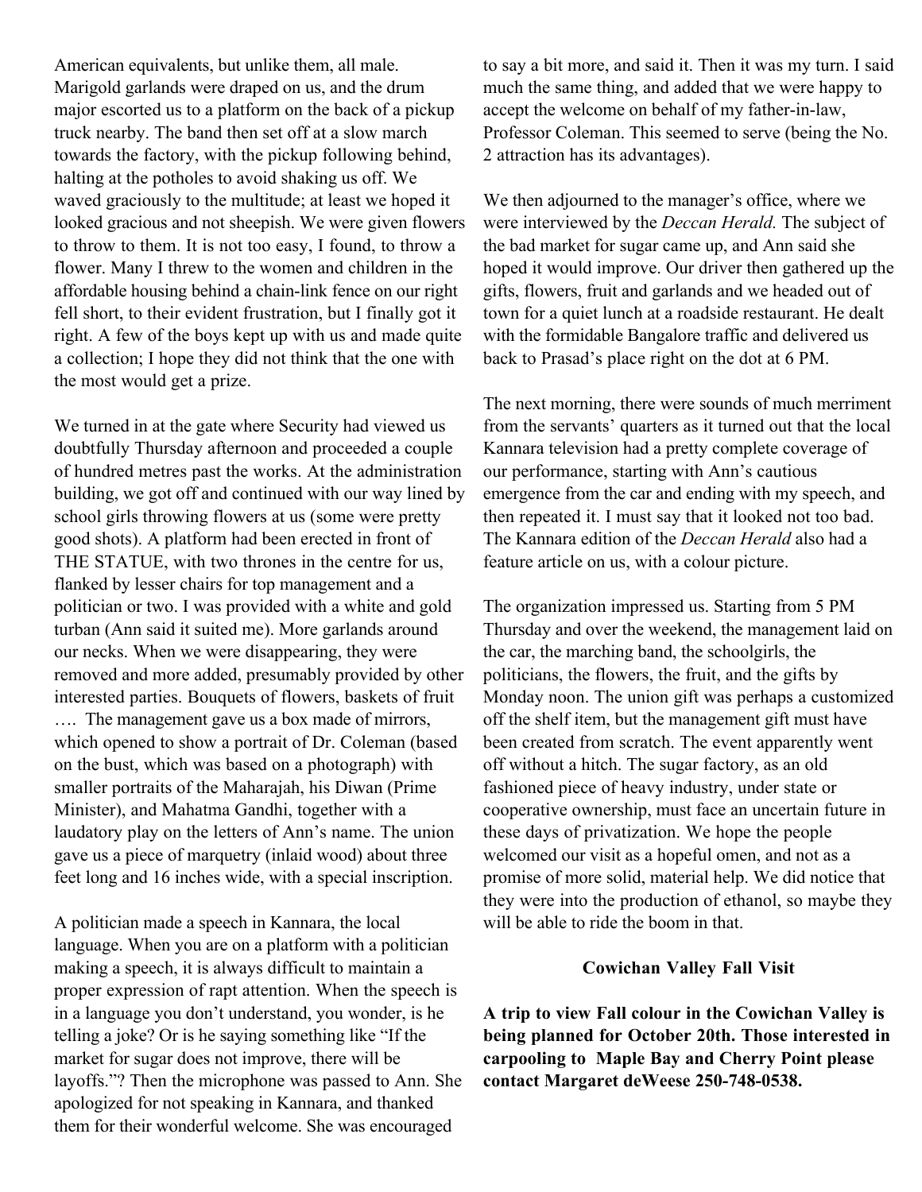American equivalents, but unlike them, all male. Marigold garlands were draped on us, and the drum major escorted us to a platform on the back of a pickup truck nearby. The band then set off at a slow march towards the factory, with the pickup following behind, halting at the potholes to avoid shaking us off. We waved graciously to the multitude; at least we hoped it looked gracious and not sheepish. We were given flowers to throw to them. It is not too easy, I found, to throw a flower. Many I threw to the women and children in the affordable housing behind a chain-link fence on our right fell short, to their evident frustration, but I finally got it right. A few of the boys kept up with us and made quite a collection; I hope they did not think that the one with the most would get a prize.

We turned in at the gate where Security had viewed us doubtfully Thursday afternoon and proceeded a couple of hundred metres past the works. At the administration building, we got off and continued with our way lined by school girls throwing flowers at us (some were pretty good shots). A platform had been erected in front of THE STATUE, with two thrones in the centre for us, flanked by lesser chairs for top management and a politician or two. I was provided with a white and gold turban (Ann said it suited me). More garlands around our necks. When we were disappearing, they were removed and more added, presumably provided by other interested parties. Bouquets of flowers, baskets of fruit …. The management gave us a box made of mirrors, which opened to show a portrait of Dr. Coleman (based on the bust, which was based on a photograph) with smaller portraits of the Maharajah, his Diwan (Prime Minister), and Mahatma Gandhi, together with a laudatory play on the letters of Ann's name. The union gave us a piece of marquetry (inlaid wood) about three feet long and 16 inches wide, with a special inscription.

A politician made a speech in Kannara, the local language. When you are on a platform with a politician making a speech, it is always difficult to maintain a proper expression of rapt attention. When the speech is in a language you don't understand, you wonder, is he telling a joke? Or is he saying something like "If the market for sugar does not improve, there will be layoffs."? Then the microphone was passed to Ann. She apologized for not speaking in Kannara, and thanked them for their wonderful welcome. She was encouraged to say a bit more, and said it. Then it was my turn. I said much the same thing, and added that we were happy to accept the welcome on behalf of my father-in-law, Professor Coleman. This seemed to serve (being the No. 2 attraction has its advantages).

We then adjourned to the manager's office, where we were interviewed by the *Deccan Herald.* The subject of the bad market for sugar came up, and Ann said she hoped it would improve. Our driver then gathered up the gifts, flowers, fruit and garlands and we headed out of town for a quiet lunch at a roadside restaurant. He dealt with the formidable Bangalore traffic and delivered us back to Prasad's place right on the dot at 6 PM.

The next morning, there were sounds of much merriment from the servants' quarters as it turned out that the local Kannara television had a pretty complete coverage of our performance, starting with Ann's cautious emergence from the car and ending with my speech, and then repeated it. I must say that it looked not too bad. The Kannara edition of the *Deccan Herald* also had a feature article on us, with a colour picture.

The organization impressed us. Starting from 5 PM Thursday and over the weekend, the management laid on the car, the marching band, the schoolgirls, the politicians, the flowers, the fruit, and the gifts by Monday noon. The union gift was perhaps a customized off the shelf item, but the management gift must have been created from scratch. The event apparently went off without a hitch. The sugar factory, as an old fashioned piece of heavy industry, under state or cooperative ownership, must face an uncertain future in these days of privatization. We hope the people welcomed our visit as a hopeful omen, and not as a promise of more solid, material help. We did notice that they were into the production of ethanol, so maybe they will be able to ride the boom in that.

## Cowichan Valley Fall Visit

**A trip to view Fall colour in the Cowichan Valley is being planned for October 20th. Those interested in carpooling to Maple Bay and Cherry Point please contact Margaret deWeese 250-748-0538.**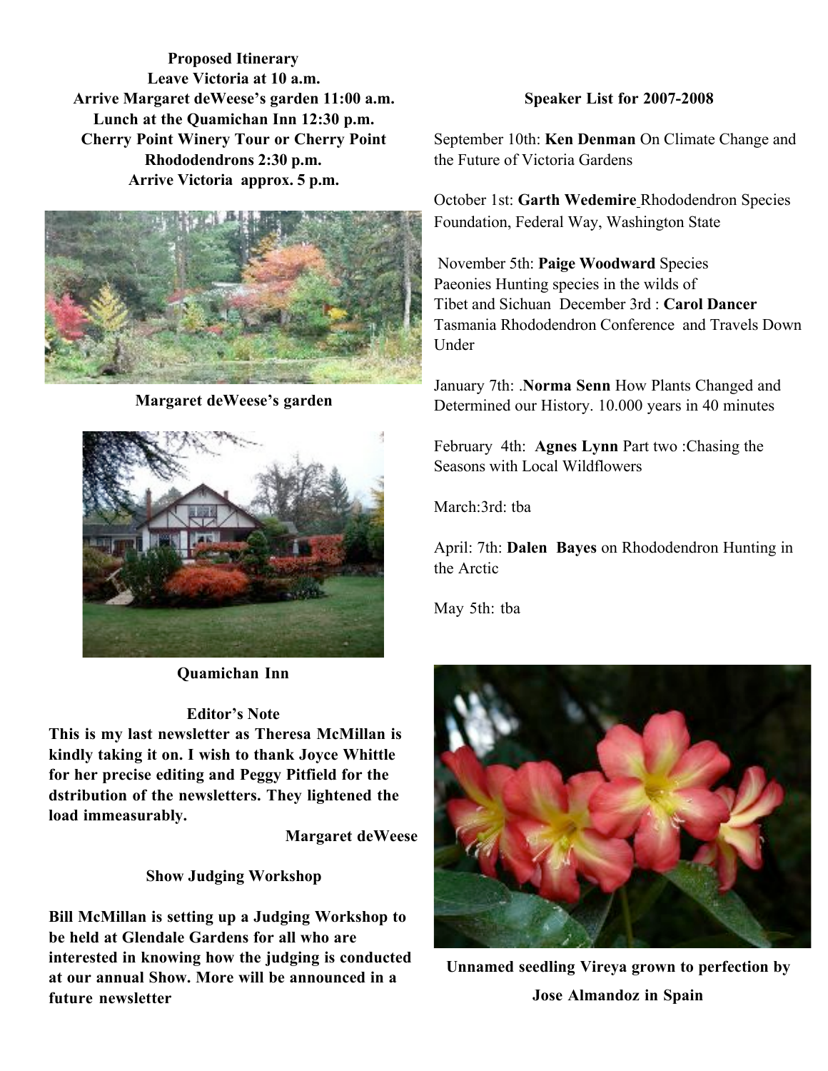**Proposed Itinerary**
**Leave Victoria at 10 a.m.**
**Arrive Margaret deWeese's garden 11:00 a.m.**
**Lunch at the Quamichan Inn 12:30 p.m.**
**Cherry Point Winery Tour or Cherry Point Rhododendrons 2:30 p.m.**
**Arrive Victoria approx. 5 p.m.**

**Margaret deWeese's garden**

**Quamichan Inn**

### Editor's Note

**This is my last newsletter as Theresa McMillan is kindly taking it on. I wish to thank Joyce Whittle for her precise editing and Peggy Pitfield for the dstribution of the newsletters. They lightened the load immeasurably.**

**Margaret deWeese**

### Show Judging Workshop

**Bill McMillan is setting up a Judging Workshop to be held at Glendale Gardens for all who are interested in knowing how the judging is conducted at our annual Show. More will be announced in a future newsletter**

### Speaker List for 2007-2008

September 10th: **Ken Denman** On Climate Change and the Future of Victoria Gardens

October 1st: **Garth Wedemire** Rhododendron Species Foundation, Federal Way, Washington State

November 5th: **Paige Woodward** Species Paeonies Hunting species in the wilds of Tibet and Sichuan December 3rd : **Carol Dancer** Tasmania Rhododendron Conference and Travels Down Under

January 7th: .**Norma Senn** How Plants Changed and Determined our History. 10.000 years in 40 minutes

February 4th: **Agnes Lynn** Part two :Chasing the Seasons with Local Wildflowers

March:3rd: tba

April: 7th: **Dalen Bayes** on Rhododendron Hunting in the Arctic

May 5th: tba

**Unnamed seedling Vireya grown to perfection by Jose Almandoz in Spain**